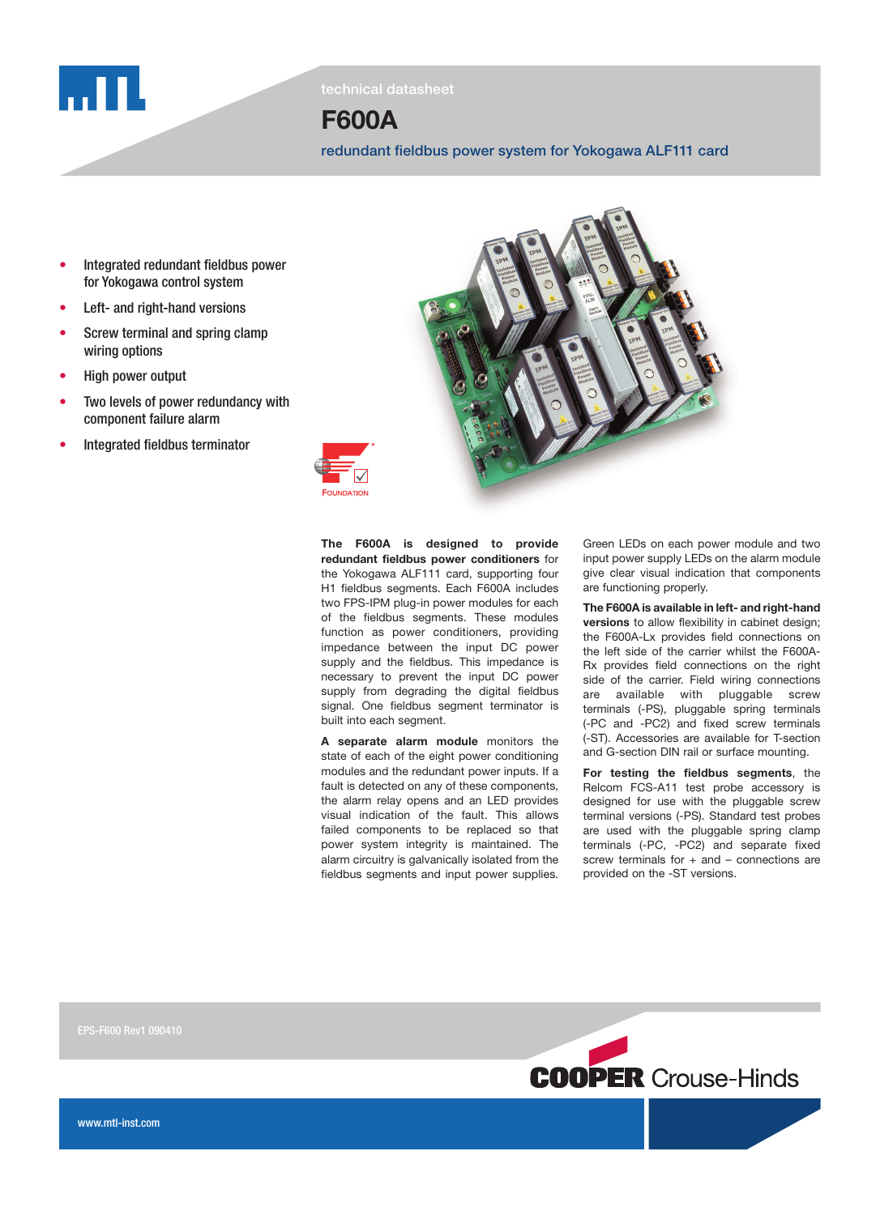technical datasheet

# F600A

## redundant fieldbus power system for Yokogawa ALF111 card

- Integrated redundant fieldbus power for Yokogawa control system
- Left- and right-hand versions
- Screw terminal and spring clamp wiring options
- High power output
- Two levels of power redundancy with component failure alarm
- Integrated fieldbus terminator

**The F600A is designed to provide redundant fieldbus power conditioners** for the Yokogawa ALF111 card, supporting four H1 fieldbus segments. Each F600A includes two FPS-IPM plug-in power modules for each of the fieldbus segments. These modules function as power conditioners, providing impedance between the input DC power supply and the fieldbus. This impedance is necessary to prevent the input DC power supply from degrading the digital fieldbus signal. One fieldbus segment terminator is built into each segment.

**A separate alarm module** monitors the state of each of the eight power conditioning modules and the redundant power inputs. If a fault is detected on any of these components, the alarm relay opens and an LED provides visual indication of the fault. This allows failed components to be replaced so that power system integrity is maintained. The alarm circuitry is galvanically isolated from the fieldbus segments and input power supplies.

Green LEDs on each power module and two input power supply LEDs on the alarm module give clear visual indication that components are functioning properly.

**The F600A is available in left- and right-hand versions** to allow flexibility in cabinet design; the F600A-Lx provides field connections on the left side of the carrier whilst the F600A-Rx provides field connections on the right side of the carrier. Field wiring connections are available with pluggable screw terminals (-PS), pluggable spring terminals (-PC and -PC2) and fixed screw terminals (-ST). Accessories are available for T-section and G-section DIN rail or surface mounting.

**For testing the fieldbus segments**, the Relcom FCS-A11 test probe accessory is designed for use with the pluggable screw terminal versions (-PS). Standard test probes are used with the pluggable spring clamp terminals (-PC, -PC2) and separate fixed screw terminals for + and – connections are provided on the -ST versions.

EPS-F600 Rev1 090410

www.mtl-inst.com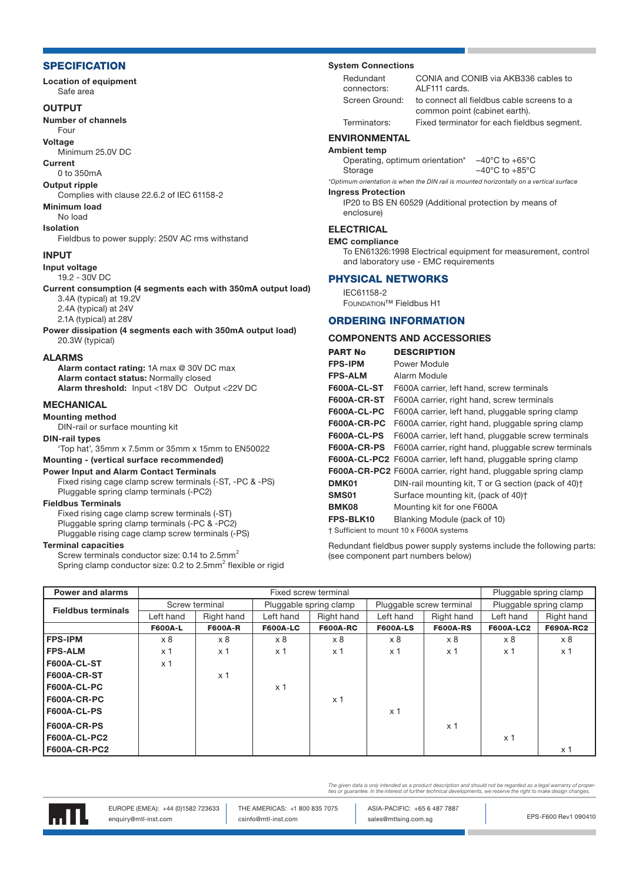## SPECIFICATION

**Location of equipment**
Safe area

### OUTPUT

**Number of channels**
Four

**Voltage**
Minimum 25.0V DC

**Current**
0 to 350mA

**Output ripple**
Complies with clause 22.6.2 of IEC 61158-2

**Minimum load**
No load

**Isolation**
Fieldbus to power supply: 250V AC rms withstand

### INPUT

**Input voltage**
19.2 - 30V DC

**Current consumption (4 segments each with 350mA output load)**
3.4A (typical) at 19.2V
2.4A (typical) at 24V
2.1A (typical) at 28V

**Power dissipation (4 segments each with 350mA output load)**
20.3W (typical)

### ALARMS

**Alarm contact rating:** 1A max @ 30V DC max
**Alarm contact status:** Normally closed
**Alarm threshold:** Input <18V DC Output <22V DC

### MECHANICAL

**Mounting method**
DIN-rail or surface mounting kit

**DIN-rail types**
'Top hat', 35mm x 7.5mm or 35mm x 15mm to EN50022

**Mounting - (vertical surface recommended)**

**Power Input and Alarm Contact Terminals**
Fixed rising cage clamp screw terminals (-ST, -PC & -PS)
Pluggable spring clamp terminals (-PC2)

**Fieldbus Terminals**
Fixed rising cage clamp screw terminals (-ST)
Pluggable spring clamp terminals (-PC & -PC2)
Pluggable rising cage clamp screw terminals (-PS)

**Terminal capacities**
Screw terminals conductor size: 0.14 to 2.5mm$^2$
Spring clamp conductor size: 0.2 to 2.5mm$^2$ flexible or rigid

**System Connections**

Redundant connectors: CONIA and CONIB via AKB336 cables to ALF111 cards.
Screen Ground: to connect all fieldbus cable screens to a common point (cabinet earth).
Terminators: Fixed terminator for each fieldbus segment.

### ENVIRONMENTAL

**Ambient temp**
Operating, optimum orientation* –40°C to +65°C
Storage –40°C to +85°C

*\*Optimum orientation is when the DIN rail is mounted horizontally on a vertical surface*

**Ingress Protection**
IP20 to BS EN 60529 (Additional protection by means of enclosure)

### ELECTRICAL

**EMC compliance**
To EN61326:1998 Electrical equipment for measurement, control and laboratory use - EMC requirements

## PHYSICAL NETWORKS

IEC61158-2
FOUNDATION™ Fieldbus H1

## ORDERING INFORMATION

### COMPONENTS AND ACCESSORIES

| PART No | DESCRIPTION |
|---|---|
| FPS-IPM | Power Module |
| FPS-ALM | Alarm Module |
| F600A-CL-ST | F600A carrier, left hand, screw terminals |
| F600A-CR-ST | F600A carrier, right hand, screw terminals |
| F600A-CL-PC | F600A carrier, left hand, pluggable spring clamp |
| F600A-CR-PC | F600A carrier, right hand, pluggable spring clamp |
| F600A-CL-PS | F600A carrier, left hand, pluggable screw terminals |
| F600A-CR-PS | F600A carrier, right hand, pluggable screw terminals |
| F600A-CL-PC2 | F600A carrier, left hand, pluggable spring clamp |
| F600A-CR-PC2 | F600A carrier, right hand, pluggable spring clamp |
| DMK01 | DIN-rail mounting kit, T or G section (pack of 40)† |
| SMS01 | Surface mounting kit, (pack of 40)† |
| BMK08 | Mounting kit for one F600A |
| FPS-BLK10 | Blanking Module (pack of 10) |

† Sufficient to mount 10 x F600A systems

Redundant fieldbus power supply systems include the following parts:
(see component part numbers below)

| Power and alarms | Fixed screw terminal | | | | | | Pluggable spring clamp | |
|---|---|---|---|---|---|---|---|---|
| Fieldbus terminals | Screw terminal | | Pluggable spring clamp | | Pluggable screw terminal | | Pluggable spring clamp | |
| | Left hand | Right hand | Left hand | Right hand | Left hand | Right hand | Left hand | Right hand |
| | **F600A-L** | **F600A-R** | **F600A-LC** | **F600A-RC** | **F600A-LS** | **F600A-RS** | **F600A-LC2** | **F690A-RC2** |
| **FPS-IPM** | x 8 | x 8 | x 8 | x 8 | x 8 | x 8 | x 8 | x 8 |
| **FPS-ALM** | x 1 | x 1 | x 1 | x 1 | x 1 | x 1 | x 1 | x 1 |
| **F600A-CL-ST** | x 1 | | | | | | | |
| **F600A-CR-ST** | | x 1 | | | | | | |
| **F600A-CL-PC** | | | x 1 | | | | | |
| **F600A-CR-PC** | | | | x 1 | | | | |
| **F600A-CL-PS** | | | | | x 1 | | | |
| **F600A-CR-PS** | | | | | | x 1 | | |
| **F600A-CL-PC2** | | | | | | | x 1 | |
| **F600A-CR-PC2** | | | | | | | | x 1 |

*The given data is only intended as a product description and should not be regarded as a legal warranty of properties or guarantee. In the interest of further technical developments, we reserve the right to make design changes.*

EUROPE (EMEA): +44 (0)1582 723633 enquiry@mtl-inst.com
THE AMERICAS: +1 800 835 7075 csinfo@mtl-inst.com
ASIA-PACIFIC: +65 6 487 7887 sales@mtlsing.com.sg

EPS-F600 Rev1 090410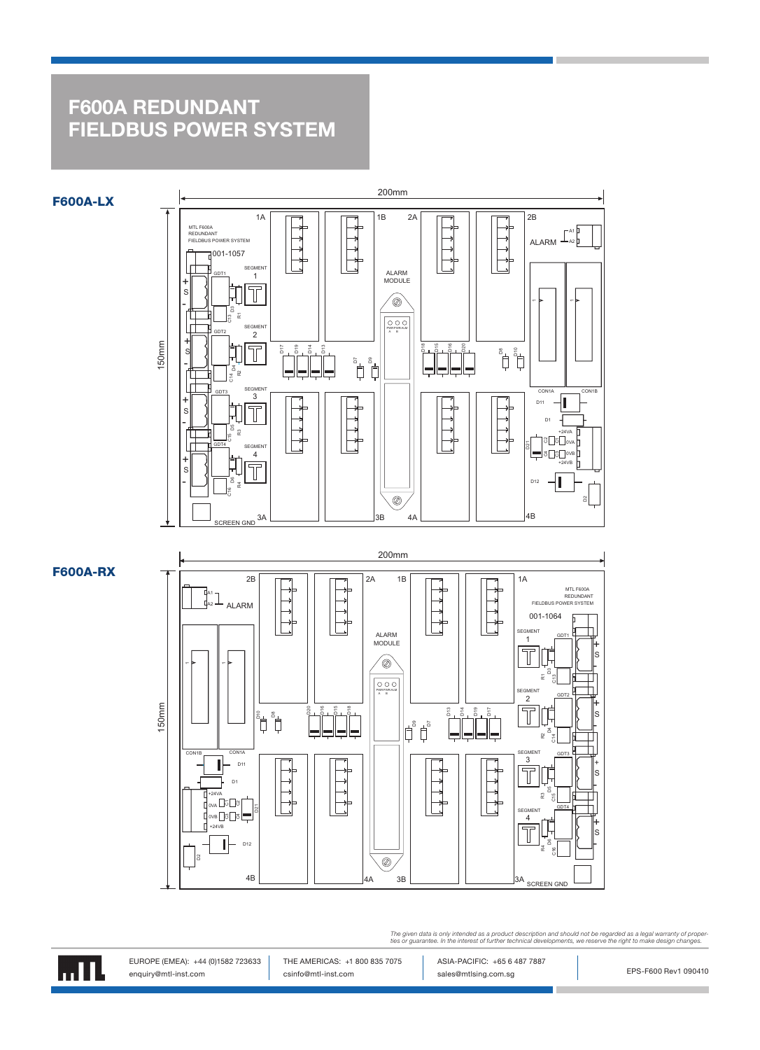# F600A REDUNDANT FIELDBUS POWER SYSTEM

## F600A-LX

200mm

150mm

1A
1B
2A
2B
3A
3B
4A
4B

MTL F600A
REDUNDANT
FIELDBUS POWER SYSTEM

001-1057

SEGMENT 1
SEGMENT 2
SEGMENT 3
SEGMENT 4

GDT1
GDT2
GDT3
GDT4

ALARM MODULE

ALARM
A1
A2

CON1A
CON1B

+24VA
0VA
0VB
+24VB

SCREEN GND

## F600A-RX

200mm

150mm

2B
2A
1B
1A
4B
4A
3B
3A

MTL F600A
REDUNDANT
FIELDBUS POWER SYSTEM

001-1064

SEGMENT 1
SEGMENT 2
SEGMENT 3
SEGMENT 4

GDT1
GDT2
GDT3
GDT4

ALARM MODULE

ALARM
A1
A2

CON1B
CON1A

+24VA
0VA
0VB
+24VB

SCREEN GND

*The given data is only intended as a product description and should not be regarded as a legal warranty of properties or guarantee. In the interest of further technical developments, we reserve the right to make design changes.*

EUROPE (EMEA): +44 (0)1582 723633
enquiry@mtl-inst.com

THE AMERICAS: +1 800 835 7075
csinfo@mtl-inst.com

ASIA-PACIFIC: +65 6 487 7887
sales@mtlsing.com.sg

EPS-F600 Rev1 090410